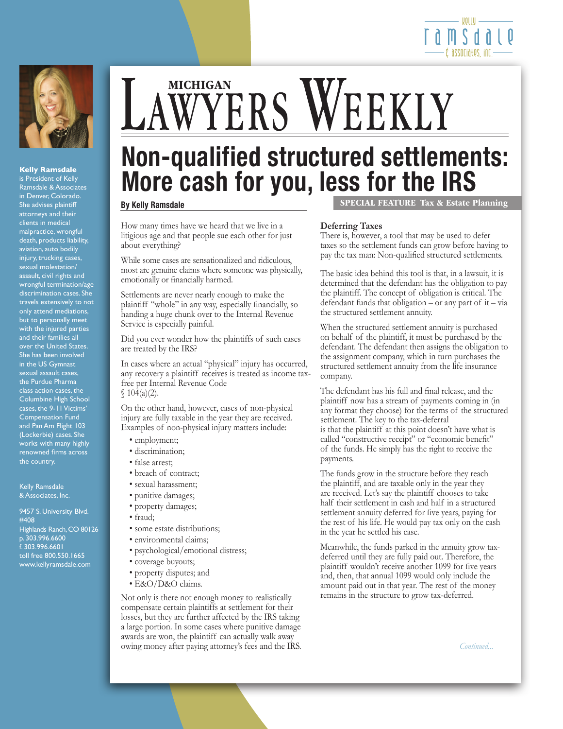# MICHIGAN LAWYERS WEEKLY

# Non-qualified structured settlements: More cash for you, less for the IRS

**By Kelly Ramsdale**

**SPECIAL FEATURE Tax & Estate Planning**

How many times have we heard that we live in a litigious age and that people sue each other for just about everything?

While some cases are sensationalized and ridiculous, most are genuine claims where someone was physically, emotionally or financially harmed.

Settlements are never nearly enough to make the plaintiff "whole" in any way, especially financially, so handing a huge chunk over to the Internal Revenue Service is especially painful.

Did you ever wonder how the plaintiffs of such cases are treated by the IRS?

In cases where an actual "physical" injury has occurred, any recovery a plaintiff receives is treated as income tax-free per Internal Revenue Code § 104(a)(2).

On the other hand, however, cases of non-physical injury are fully taxable in the year they are received. Examples of non-physical injury matters include:

- employment;
- discrimination;
- false arrest;
- breach of contract;
- sexual harassment;
- punitive damages;
- property damages;
- fraud;
- some estate distributions;
- environmental claims;
- psychological/emotional distress;
- coverage buyouts;
- property disputes; and
- E&O/D&O claims.

Not only is there not enough money to realistically compensate certain plaintiffs at settlement for their losses, but they are further affected by the IRS taking a large portion. In some cases where punitive damage awards are won, the plaintiff can actually walk away owing money after paying attorney's fees and the IRS.

### Deferring Taxes

There is, however, a tool that may be used to defer taxes so the settlement funds can grow before having to pay the tax man: Non-qualified structured settlements.

The basic idea behind this tool is that, in a lawsuit, it is determined that the defendant has the obligation to pay the plaintiff. The concept of obligation is critical. The defendant funds that obligation – or any part of it – via the structured settlement annuity.

When the structured settlement annuity is purchased on behalf of the plaintiff, it must be purchased by the defendant. The defendant then assigns the obligation to the assignment company, which in turn purchases the structured settlement annuity from the life insurance company.

The defendant has his full and final release, and the plaintiff now has a stream of payments coming in (in any format they choose) for the terms of the structured settlement. The key to the tax-deferral is that the plaintiff at this point doesn't have what is called "constructive receipt" or "economic benefit" of the funds. He simply has the right to receive the payments.

The funds grow in the structure before they reach the plaintiff, and are taxable only in the year they are received. Let's say the plaintiff chooses to take half their settlement in cash and half in a structured settlement annuity deferred for five years, paying for the rest of his life. He would pay tax only on the cash in the year he settled his case.

Meanwhile, the funds parked in the annuity grow tax-deferred until they are fully paid out. Therefore, the plaintiff wouldn't receive another 1099 for five years and, then, that annual 1099 would only include the amount paid out in that year. The rest of the money remains in the structure to grow tax-deferred.

*Continued...*

---

**Kelly Ramsdale** is President of Kelly Ramsdale & Associates in Denver, Colorado. She advises plaintiff attorneys and their clients in medical malpractice, wrongful death, products liability, aviation, auto bodily injury, trucking cases, sexual molestation/assault, civil rights and wrongful termination/age discrimination cases. She travels extensively to not only attend mediations, but to personally meet with the injured parties and their families all over the United States. She has been involved in the US Gymnast sexual assault cases, the Purdue Pharma class action cases, the Columbine High School cases, the 9-11 Victims' Compensation Fund and Pan Am Flight 103 (Lockerbie) cases. She works with many highly renowned firms across the country.

Kelly Ramsdale & Associates, Inc.

9457 S. University Blvd. #408
Highlands Ranch, CO 80126
p. 303.996.6600
f. 303.996.6601
toll free 800.550.1665
www.kellyramsdale.com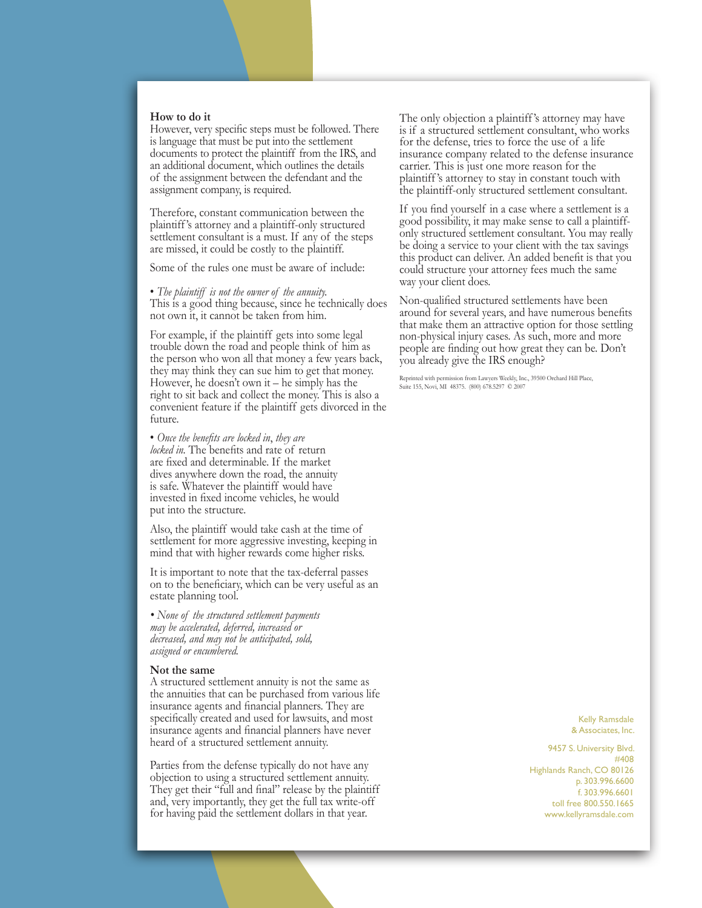## How to do it

However, very specific steps must be followed. There is language that must be put into the settlement documents to protect the plaintiff from the IRS, and an additional document, which outlines the details of the assignment between the defendant and the assignment company, is required.

Therefore, constant communication between the plaintiff's attorney and a plaintiff-only structured settlement consultant is a must. If any of the steps are missed, it could be costly to the plaintiff.

Some of the rules one must be aware of include:

• *The plaintiff is not the owner of the annuity.* This is a good thing because, since he technically does not own it, it cannot be taken from him.

For example, if the plaintiff gets into some legal trouble down the road and people think of him as the person who won all that money a few years back, they may think they can sue him to get that money. However, he doesn't own it – he simply has the right to sit back and collect the money. This is also a convenient feature if the plaintiff gets divorced in the future.

• *Once the benefits are locked in, they are locked in.* The benefits and rate of return are fixed and determinable. If the market dives anywhere down the road, the annuity is safe. Whatever the plaintiff would have invested in fixed income vehicles, he would put into the structure.

Also, the plaintiff would take cash at the time of settlement for more aggressive investing, keeping in mind that with higher rewards come higher risks.

It is important to note that the tax-deferral passes on to the beneficiary, which can be very useful as an estate planning tool.

• *None of the structured settlement payments may be accelerated, deferred, increased or decreased, and may not be anticipated, sold, assigned or encumbered.*

## Not the same

A structured settlement annuity is not the same as the annuities that can be purchased from various life insurance agents and financial planners. They are specifically created and used for lawsuits, and most insurance agents and financial planners have never heard of a structured settlement annuity.

Parties from the defense typically do not have any objection to using a structured settlement annuity. They get their "full and final" release by the plaintiff and, very importantly, they get the full tax write-off for having paid the settlement dollars in that year.

The only objection a plaintiff's attorney may have is if a structured settlement consultant, who works for the defense, tries to force the use of a life insurance company related to the defense insurance carrier. This is just one more reason for the plaintiff's attorney to stay in constant touch with the plaintiff-only structured settlement consultant.

If you find yourself in a case where a settlement is a good possibility, it may make sense to call a plaintiff-only structured settlement consultant. You may really be doing a service to your client with the tax savings this product can deliver. An added benefit is that you could structure your attorney fees much the same way your client does.

Non-qualified structured settlements have been around for several years, and have numerous benefits that make them an attractive option for those settling non-physical injury cases. As such, more and more people are finding out how great they can be. Don't you already give the IRS enough?

Reprinted with permission from Lawyers Weekly, Inc., 39500 Orchard Hill Place, Suite 155, Novi, MI 48375. (800) 678.5297 © 2007

Kelly Ramsdale
& Associates, Inc.

9457 S. University Blvd.
#408
Highlands Ranch, CO 80126
p. 303.996.6600
f. 303.996.6601
toll free 800.550.1665
www.kellyramsdale.com